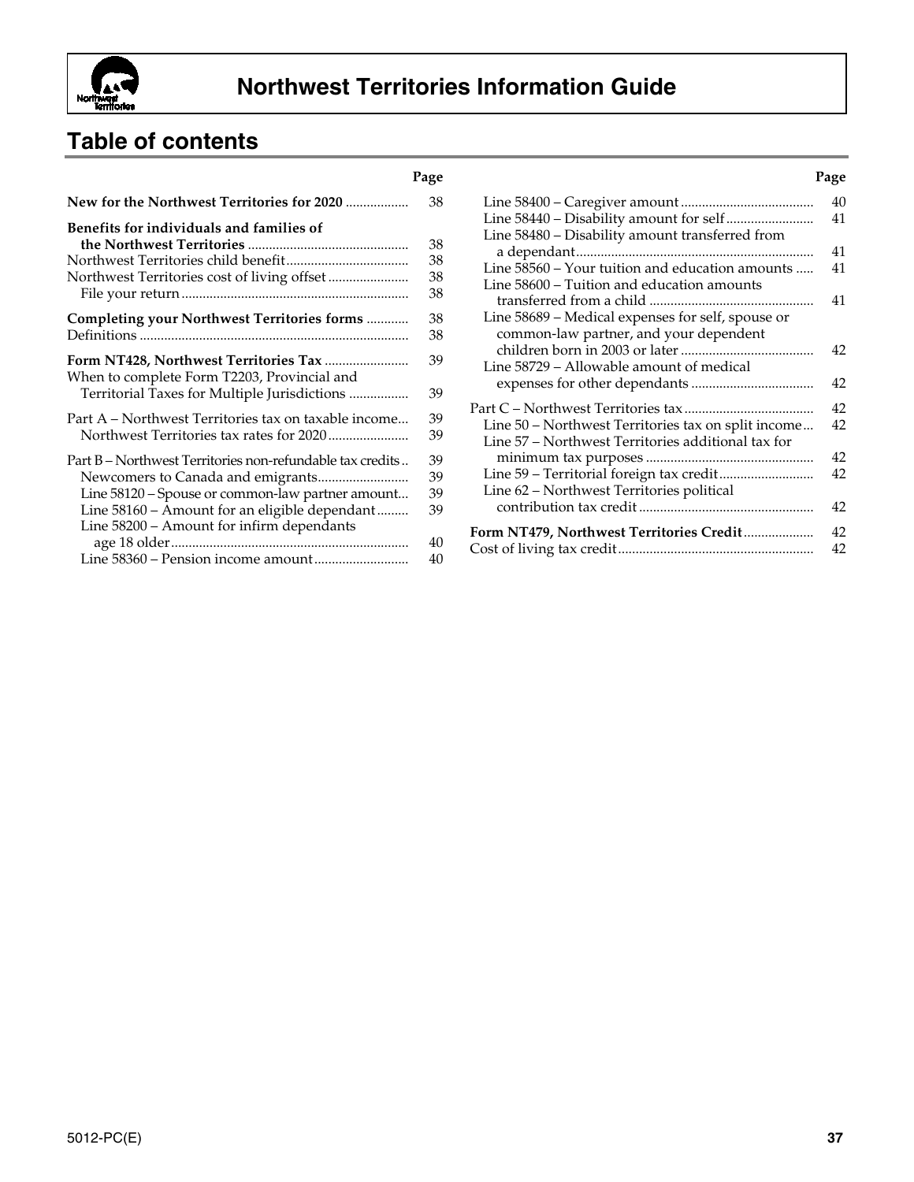# Northwest Territories Information Guide

## Table of contents

| | Page |
|---|---|
| **New for the Northwest Territories for 2020** | 38 |
| **Benefits for individuals and families of the Northwest Territories** | 38 |
| Northwest Territories child benefit | 38 |
| Northwest Territories cost of living offset | 38 |
| File your return | 38 |
| **Completing your Northwest Territories forms** | 38 |
| Definitions | 38 |
| **Form NT428, Northwest Territories Tax** | 39 |
| When to complete Form T2203, Provincial and Territorial Taxes for Multiple Jurisdictions | 39 |
| Part A – Northwest Territories tax on taxable income | 39 |
| Northwest Territories tax rates for 2020 | 39 |
| Part B – Northwest Territories non-refundable tax credits | 39 |
| Newcomers to Canada and emigrants | 39 |
| Line 58120 – Spouse or common-law partner amount | 39 |
| Line 58160 – Amount for an eligible dependant | 39 |
| Line 58200 – Amount for infirm dependants age 18 older | 40 |
| Line 58360 – Pension income amount | 40 |
| Line 58400 – Caregiver amount | 40 |
| Line 58440 – Disability amount for self | 41 |
| Line 58480 – Disability amount transferred from a dependant | 41 |
| Line 58560 – Your tuition and education amounts | 41 |
| Line 58600 – Tuition and education amounts transferred from a child | 41 |
| Line 58689 – Medical expenses for self, spouse or common-law partner, and your dependent children born in 2003 or later | 42 |
| Line 58729 – Allowable amount of medical expenses for other dependants | 42 |
| Part C – Northwest Territories tax | 42 |
| Line 50 – Northwest Territories tax on split income | 42 |
| Line 57 – Northwest Territories additional tax for minimum tax purposes | 42 |
| Line 59 – Territorial foreign tax credit | 42 |
| Line 62 – Northwest Territories political contribution tax credit | 42 |
| **Form NT479, Northwest Territories Credit** | 42 |
| Cost of living tax credit | 42 |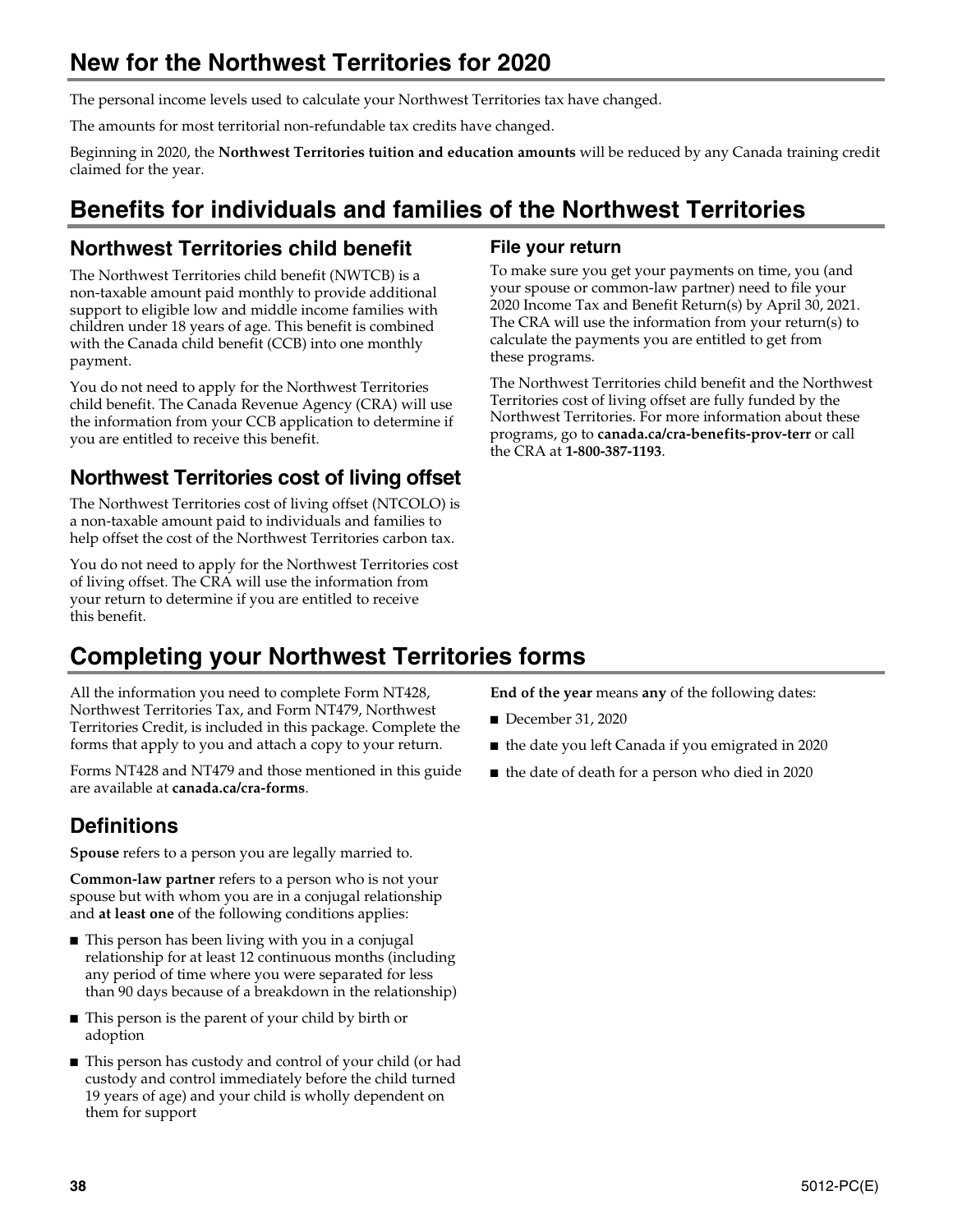## New for the Northwest Territories for 2020

The personal income levels used to calculate your Northwest Territories tax have changed.

The amounts for most territorial non-refundable tax credits have changed.

Beginning in 2020, the **Northwest Territories tuition and education amounts** will be reduced by any Canada training credit claimed for the year.

## Benefits for individuals and families of the Northwest Territories

### Northwest Territories child benefit

The Northwest Territories child benefit (NWTCB) is a non-taxable amount paid monthly to provide additional support to eligible low and middle income families with children under 18 years of age. This benefit is combined with the Canada child benefit (CCB) into one monthly payment.

You do not need to apply for the Northwest Territories child benefit. The Canada Revenue Agency (CRA) will use the information from your CCB application to determine if you are entitled to receive this benefit.

### Northwest Territories cost of living offset

The Northwest Territories cost of living offset (NTCOLO) is a non-taxable amount paid to individuals and families to help offset the cost of the Northwest Territories carbon tax.

You do not need to apply for the Northwest Territories cost of living offset. The CRA will use the information from your return to determine if you are entitled to receive this benefit.

#### File your return

To make sure you get your payments on time, you (and your spouse or common-law partner) need to file your 2020 Income Tax and Benefit Return(s) by April 30, 2021. The CRA will use the information from your return(s) to calculate the payments you are entitled to get from these programs.

The Northwest Territories child benefit and the Northwest Territories cost of living offset are fully funded by the Northwest Territories. For more information about these programs, go to **canada.ca/cra-benefits-prov-terr** or call the CRA at **1-800-387-1193**.

## Completing your Northwest Territories forms

All the information you need to complete Form NT428, Northwest Territories Tax, and Form NT479, Northwest Territories Credit, is included in this package. Complete the forms that apply to you and attach a copy to your return.

Forms NT428 and NT479 and those mentioned in this guide are available at **canada.ca/cra-forms**.

### Definitions

**Spouse** refers to a person you are legally married to.

**Common-law partner** refers to a person who is not your spouse but with whom you are in a conjugal relationship and **at least one** of the following conditions applies:

- This person has been living with you in a conjugal relationship for at least 12 continuous months (including any period of time where you were separated for less than 90 days because of a breakdown in the relationship)
- This person is the parent of your child by birth or adoption
- This person has custody and control of your child (or had custody and control immediately before the child turned 19 years of age) and your child is wholly dependent on them for support

**End of the year** means **any** of the following dates:

- December 31, 2020
- the date you left Canada if you emigrated in 2020
- the date of death for a person who died in 2020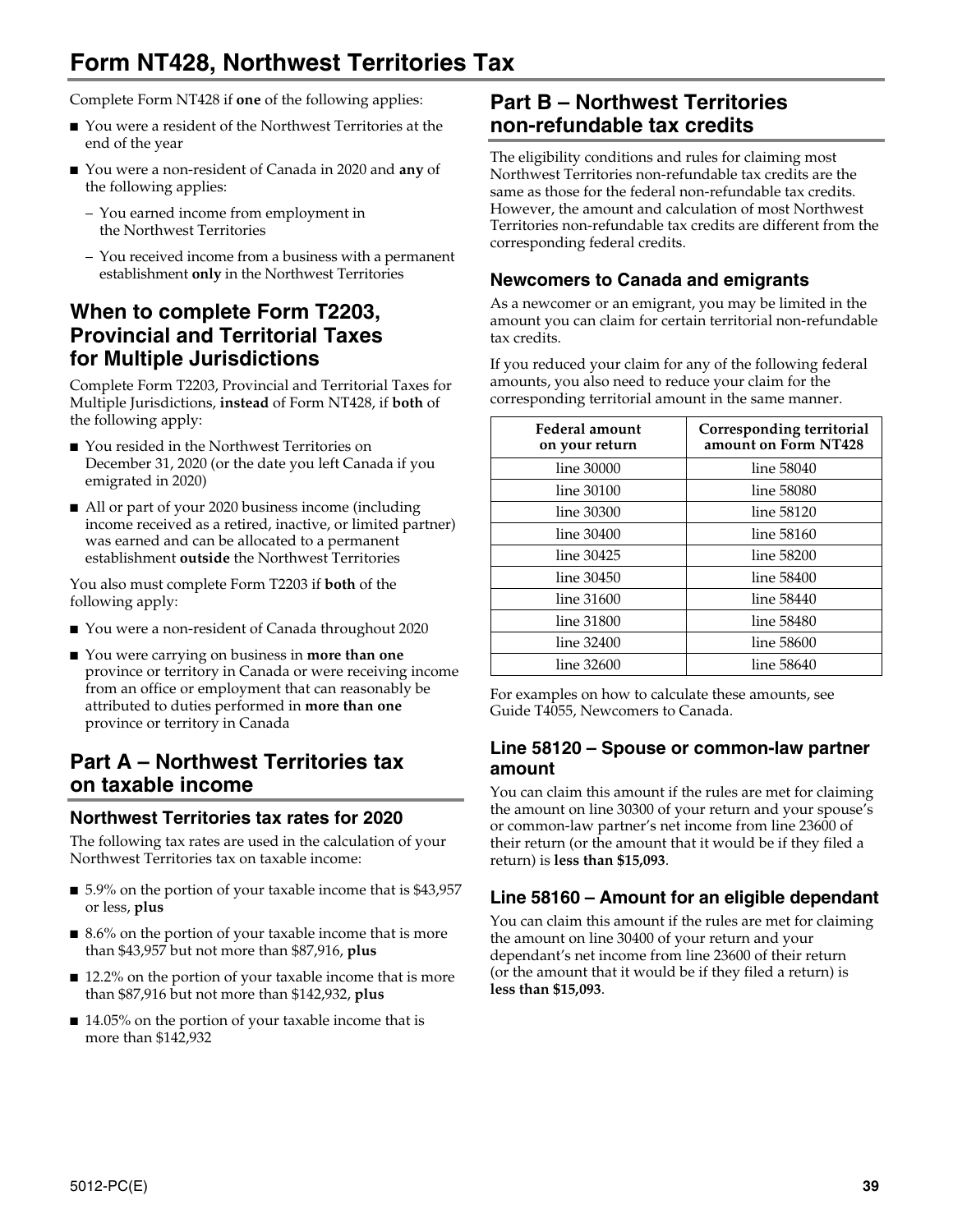# Form NT428, Northwest Territories Tax

Complete Form NT428 if **one** of the following applies:

- You were a resident of the Northwest Territories at the end of the year
- You were a non-resident of Canada in 2020 and **any** of the following applies:
  - You earned income from employment in the Northwest Territories
  - You received income from a business with a permanent establishment **only** in the Northwest Territories

## When to complete Form T2203, Provincial and Territorial Taxes for Multiple Jurisdictions

Complete Form T2203, Provincial and Territorial Taxes for Multiple Jurisdictions, **instead** of Form NT428, if **both** of the following apply:

- You resided in the Northwest Territories on December 31, 2020 (or the date you left Canada if you emigrated in 2020)
- All or part of your 2020 business income (including income received as a retired, inactive, or limited partner) was earned and can be allocated to a permanent establishment **outside** the Northwest Territories

You also must complete Form T2203 if **both** of the following apply:

- You were a non-resident of Canada throughout 2020
- You were carrying on business in **more than one** province or territory in Canada or were receiving income from an office or employment that can reasonably be attributed to duties performed in **more than one** province or territory in Canada

## Part A – Northwest Territories tax on taxable income

### Northwest Territories tax rates for 2020

The following tax rates are used in the calculation of your Northwest Territories tax on taxable income:

- 5.9% on the portion of your taxable income that is $43,957 or less, **plus**
- 8.6% on the portion of your taxable income that is more than $43,957 but not more than $87,916, **plus**
- 12.2% on the portion of your taxable income that is more than $87,916 but not more than $142,932, **plus**
- 14.05% on the portion of your taxable income that is more than $142,932

## Part B – Northwest Territories non-refundable tax credits

The eligibility conditions and rules for claiming most Northwest Territories non-refundable tax credits are the same as those for the federal non-refundable tax credits. However, the amount and calculation of most Northwest Territories non-refundable tax credits are different from the corresponding federal credits.

### Newcomers to Canada and emigrants

As a newcomer or an emigrant, you may be limited in the amount you can claim for certain territorial non-refundable tax credits.

If you reduced your claim for any of the following federal amounts, you also need to reduce your claim for the corresponding territorial amount in the same manner.

| Federal amount on your return | Corresponding territorial amount on Form NT428 |
|---|---|
| line 30000 | line 58040 |
| line 30100 | line 58080 |
| line 30300 | line 58120 |
| line 30400 | line 58160 |
| line 30425 | line 58200 |
| line 30450 | line 58400 |
| line 31600 | line 58440 |
| line 31800 | line 58480 |
| line 32400 | line 58600 |
| line 32600 | line 58640 |

For examples on how to calculate these amounts, see Guide T4055, Newcomers to Canada.

### Line 58120 – Spouse or common-law partner amount

You can claim this amount if the rules are met for claiming the amount on line 30300 of your return and your spouse's or common-law partner's net income from line 23600 of their return (or the amount that it would be if they filed a return) is **less than $15,093**.

### Line 58160 – Amount for an eligible dependant

You can claim this amount if the rules are met for claiming the amount on line 30400 of your return and your dependant's net income from line 23600 of their return (or the amount that it would be if they filed a return) is **less than $15,093**.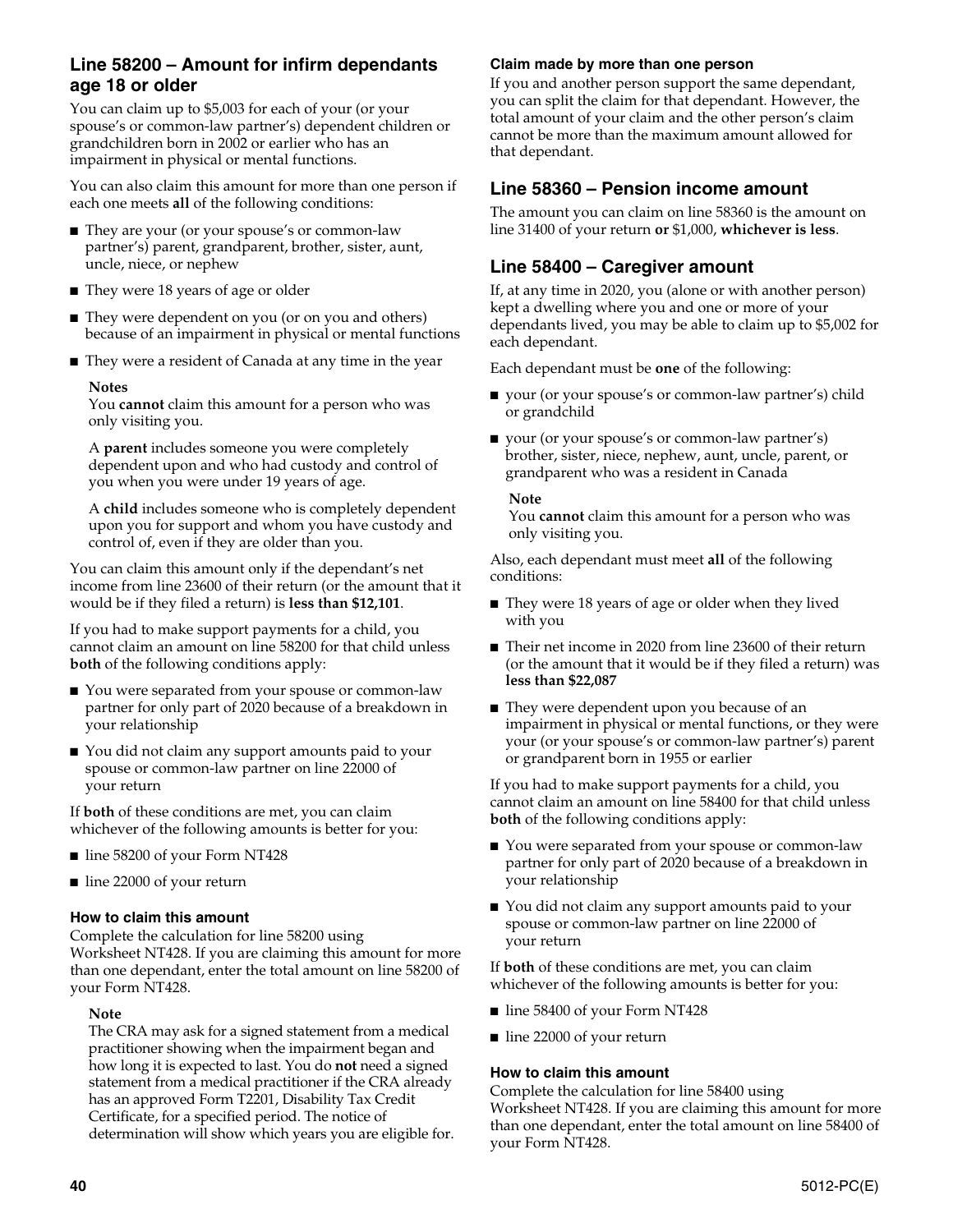## Line 58200 – Amount for infirm dependants age 18 or older

You can claim up to $5,003 for each of your (or your spouse's or common-law partner's) dependent children or grandchildren born in 2002 or earlier who has an impairment in physical or mental functions.

You can also claim this amount for more than one person if each one meets **all** of the following conditions:

- They are your (or your spouse's or common-law partner's) parent, grandparent, brother, sister, aunt, uncle, niece, or nephew
- They were 18 years of age or older
- They were dependent on you (or on you and others) because of an impairment in physical or mental functions
- They were a resident of Canada at any time in the year

**Notes**

You **cannot** claim this amount for a person who was only visiting you.

A **parent** includes someone you were completely dependent upon and who had custody and control of you when you were under 19 years of age.

A **child** includes someone who is completely dependent upon you for support and whom you have custody and control of, even if they are older than you.

You can claim this amount only if the dependant's net income from line 23600 of their return (or the amount that it would be if they filed a return) is **less than $12,101**.

If you had to make support payments for a child, you cannot claim an amount on line 58200 for that child unless **both** of the following conditions apply:

- You were separated from your spouse or common-law partner for only part of 2020 because of a breakdown in your relationship
- You did not claim any support amounts paid to your spouse or common-law partner on line 22000 of your return

If **both** of these conditions are met, you can claim whichever of the following amounts is better for you:

- line 58200 of your Form NT428
- line 22000 of your return

#### How to claim this amount

Complete the calculation for line 58200 using Worksheet NT428. If you are claiming this amount for more than one dependant, enter the total amount on line 58200 of your Form NT428.

**Note**

The CRA may ask for a signed statement from a medical practitioner showing when the impairment began and how long it is expected to last. You do **not** need a signed statement from a medical practitioner if the CRA already has an approved Form T2201, Disability Tax Credit Certificate, for a specified period. The notice of determination will show which years you are eligible for.

#### Claim made by more than one person

If you and another person support the same dependant, you can split the claim for that dependant. However, the total amount of your claim and the other person's claim cannot be more than the maximum amount allowed for that dependant.

## Line 58360 – Pension income amount

The amount you can claim on line 58360 is the amount on line 31400 of your return **or** $1,000, **whichever is less**.

## Line 58400 – Caregiver amount

If, at any time in 2020, you (alone or with another person) kept a dwelling where you and one or more of your dependants lived, you may be able to claim up to $5,002 for each dependant.

Each dependant must be **one** of the following:

- your (or your spouse's or common-law partner's) child or grandchild
- your (or your spouse's or common-law partner's) brother, sister, niece, nephew, aunt, uncle, parent, or grandparent who was a resident in Canada

**Note**

You **cannot** claim this amount for a person who was only visiting you.

Also, each dependant must meet **all** of the following conditions:

- They were 18 years of age or older when they lived with you
- Their net income in 2020 from line 23600 of their return (or the amount that it would be if they filed a return) was **less than $22,087**
- They were dependent upon you because of an impairment in physical or mental functions, or they were your (or your spouse's or common-law partner's) parent or grandparent born in 1955 or earlier

If you had to make support payments for a child, you cannot claim an amount on line 58400 for that child unless **both** of the following conditions apply:

- You were separated from your spouse or common-law partner for only part of 2020 because of a breakdown in your relationship
- You did not claim any support amounts paid to your spouse or common-law partner on line 22000 of your return

If **both** of these conditions are met, you can claim whichever of the following amounts is better for you:

- line 58400 of your Form NT428
- line 22000 of your return

#### How to claim this amount

Complete the calculation for line 58400 using Worksheet NT428. If you are claiming this amount for more than one dependant, enter the total amount on line 58400 of your Form NT428.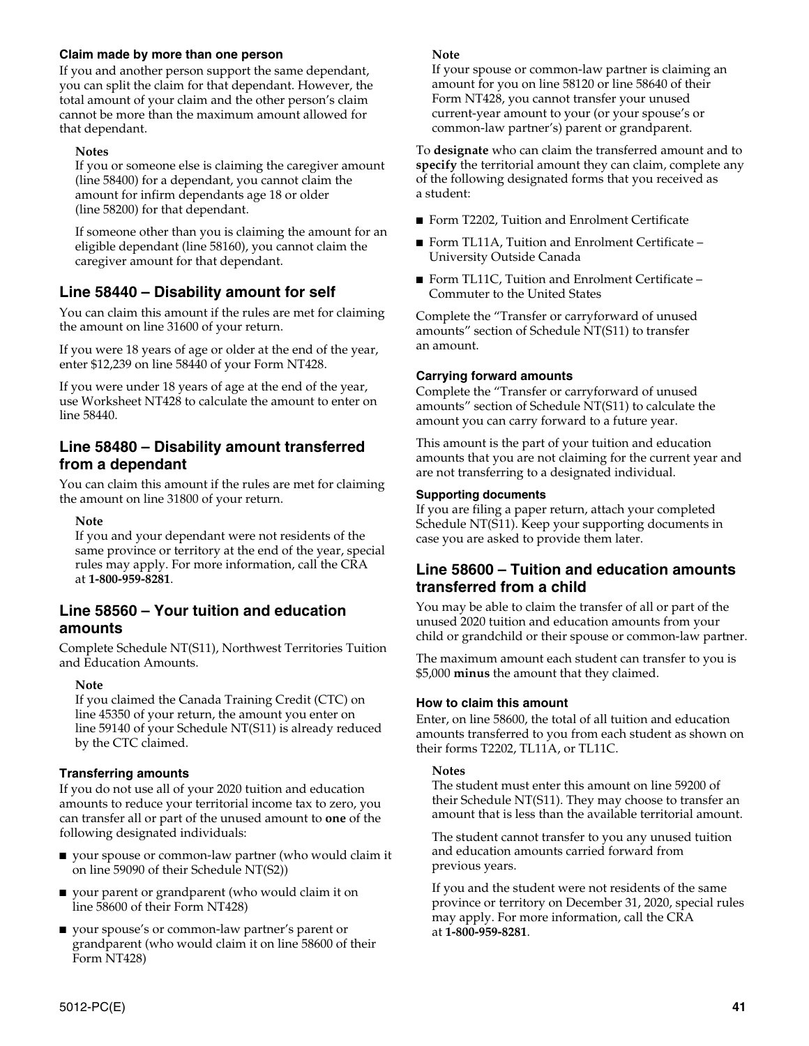#### Claim made by more than one person

If you and another person support the same dependant, you can split the claim for that dependant. However, the total amount of your claim and the other person's claim cannot be more than the maximum amount allowed for that dependant.

**Notes**

If you or someone else is claiming the caregiver amount (line 58400) for a dependant, you cannot claim the amount for infirm dependants age 18 or older (line 58200) for that dependant.

If someone other than you is claiming the amount for an eligible dependant (line 58160), you cannot claim the caregiver amount for that dependant.

### Line 58440 – Disability amount for self

You can claim this amount if the rules are met for claiming the amount on line 31600 of your return.

If you were 18 years of age or older at the end of the year, enter $12,239 on line 58440 of your Form NT428.

If you were under 18 years of age at the end of the year, use Worksheet NT428 to calculate the amount to enter on line 58440.

### Line 58480 – Disability amount transferred from a dependant

You can claim this amount if the rules are met for claiming the amount on line 31800 of your return.

**Note**

If you and your dependant were not residents of the same province or territory at the end of the year, special rules may apply. For more information, call the CRA at **1-800-959-8281**.

### Line 58560 – Your tuition and education amounts

Complete Schedule NT(S11), Northwest Territories Tuition and Education Amounts.

**Note**

If you claimed the Canada Training Credit (CTC) on line 45350 of your return, the amount you enter on line 59140 of your Schedule NT(S11) is already reduced by the CTC claimed.

#### Transferring amounts

If you do not use all of your 2020 tuition and education amounts to reduce your territorial income tax to zero, you can transfer all or part of the unused amount to **one** of the following designated individuals:

- your spouse or common-law partner (who would claim it on line 59090 of their Schedule NT(S2))
- your parent or grandparent (who would claim it on line 58600 of their Form NT428)
- your spouse's or common-law partner's parent or grandparent (who would claim it on line 58600 of their Form NT428)

**Note**

If your spouse or common-law partner is claiming an amount for you on line 58120 or line 58640 of their Form NT428, you cannot transfer your unused current-year amount to your (or your spouse's or common-law partner's) parent or grandparent.

To **designate** who can claim the transferred amount and to **specify** the territorial amount they can claim, complete any of the following designated forms that you received as a student:

- Form T2202, Tuition and Enrolment Certificate
- Form TL11A, Tuition and Enrolment Certificate – University Outside Canada
- Form TL11C, Tuition and Enrolment Certificate – Commuter to the United States

Complete the "Transfer or carryforward of unused amounts" section of Schedule NT(S11) to transfer an amount.

#### Carrying forward amounts

Complete the "Transfer or carryforward of unused amounts" section of Schedule NT(S11) to calculate the amount you can carry forward to a future year.

This amount is the part of your tuition and education amounts that you are not claiming for the current year and are not transferring to a designated individual.

##### Supporting documents

If you are filing a paper return, attach your completed Schedule NT(S11). Keep your supporting documents in case you are asked to provide them later.

### Line 58600 – Tuition and education amounts transferred from a child

You may be able to claim the transfer of all or part of the unused 2020 tuition and education amounts from your child or grandchild or their spouse or common-law partner.

The maximum amount each student can transfer to you is $5,000 **minus** the amount that they claimed.

#### How to claim this amount

Enter, on line 58600, the total of all tuition and education amounts transferred to you from each student as shown on their forms T2202, TL11A, or TL11C.

**Notes**

The student must enter this amount on line 59200 of their Schedule NT(S11). They may choose to transfer an amount that is less than the available territorial amount.

The student cannot transfer to you any unused tuition and education amounts carried forward from previous years.

If you and the student were not residents of the same province or territory on December 31, 2020, special rules may apply. For more information, call the CRA at **1-800-959-8281**.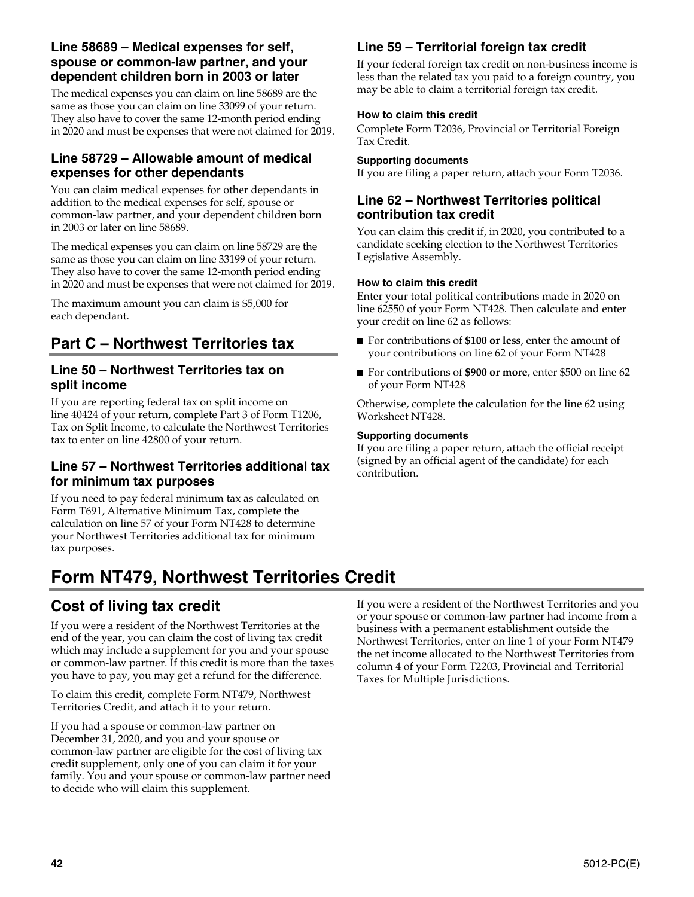### Line 58689 – Medical expenses for self, spouse or common-law partner, and your dependent children born in 2003 or later

The medical expenses you can claim on line 58689 are the same as those you can claim on line 33099 of your return. They also have to cover the same 12-month period ending in 2020 and must be expenses that were not claimed for 2019.

### Line 58729 – Allowable amount of medical expenses for other dependants

You can claim medical expenses for other dependants in addition to the medical expenses for self, spouse or common-law partner, and your dependent children born in 2003 or later on line 58689.

The medical expenses you can claim on line 58729 are the same as those you can claim on line 33199 of your return. They also have to cover the same 12-month period ending in 2020 and must be expenses that were not claimed for 2019.

The maximum amount you can claim is $5,000 for each dependant.

## Part C – Northwest Territories tax

### Line 50 – Northwest Territories tax on split income

If you are reporting federal tax on split income on line 40424 of your return, complete Part 3 of Form T1206, Tax on Split Income, to calculate the Northwest Territories tax to enter on line 42800 of your return.

### Line 57 – Northwest Territories additional tax for minimum tax purposes

If you need to pay federal minimum tax as calculated on Form T691, Alternative Minimum Tax, complete the calculation on line 57 of your Form NT428 to determine your Northwest Territories additional tax for minimum tax purposes.

### Line 59 – Territorial foreign tax credit

If your federal foreign tax credit on non-business income is less than the related tax you paid to a foreign country, you may be able to claim a territorial foreign tax credit.

#### How to claim this credit

Complete Form T2036, Provincial or Territorial Foreign Tax Credit.

#### Supporting documents

If you are filing a paper return, attach your Form T2036.

### Line 62 – Northwest Territories political contribution tax credit

You can claim this credit if, in 2020, you contributed to a candidate seeking election to the Northwest Territories Legislative Assembly.

#### How to claim this credit

Enter your total political contributions made in 2020 on line 62550 of your Form NT428. Then calculate and enter your credit on line 62 as follows:

- For contributions of **$100 or less**, enter the amount of your contributions on line 62 of your Form NT428
- For contributions of **$900 or more**, enter $500 on line 62 of your Form NT428

Otherwise, complete the calculation for the line 62 using Worksheet NT428.

#### Supporting documents

If you are filing a paper return, attach the official receipt (signed by an official agent of the candidate) for each contribution.

# Form NT479, Northwest Territories Credit

## Cost of living tax credit

If you were a resident of the Northwest Territories at the end of the year, you can claim the cost of living tax credit which may include a supplement for you and your spouse or common-law partner. If this credit is more than the taxes you have to pay, you may get a refund for the difference.

To claim this credit, complete Form NT479, Northwest Territories Credit, and attach it to your return.

If you had a spouse or common-law partner on December 31, 2020, and you and your spouse or common-law partner are eligible for the cost of living tax credit supplement, only one of you can claim it for your family. You and your spouse or common-law partner need to decide who will claim this supplement.

If you were a resident of the Northwest Territories and you or your spouse or common-law partner had income from a business with a permanent establishment outside the Northwest Territories, enter on line 1 of your Form NT479 the net income allocated to the Northwest Territories from column 4 of your Form T2203, Provincial and Territorial Taxes for Multiple Jurisdictions.